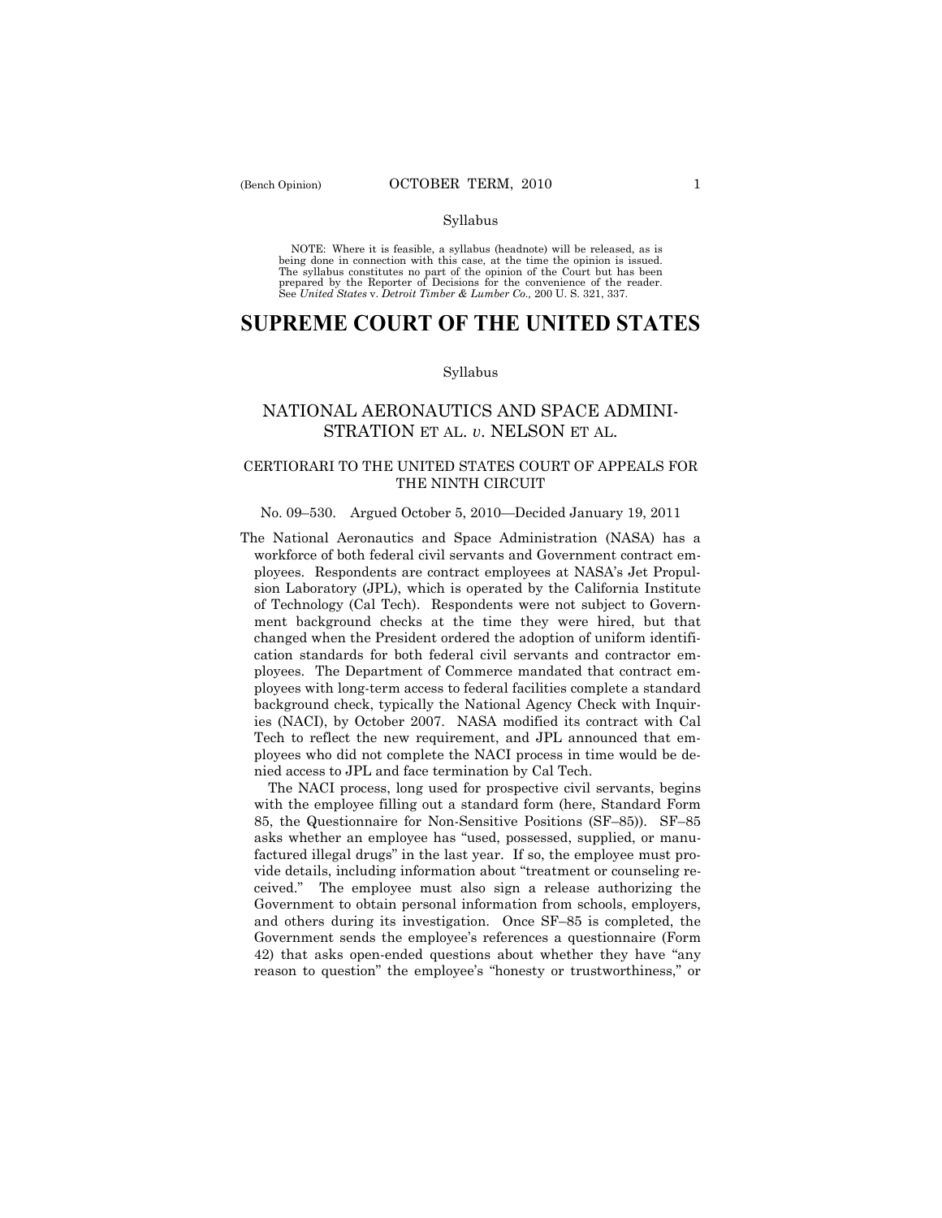Syllabus

NOTE: Where it is feasible, a syllabus (headnote) will be released, as is being done in connection with this case, at the time the opinion is issued. The syllabus constitutes no part of the opinion of the Court but has been prepared by the Reporter of Decisions for the convenience of the reader. See *United States* v. *Detroit Timber & Lumber Co.,* 200 U. S. 321, 337.

# SUPREME COURT OF THE UNITED STATES

Syllabus

## NATIONAL AERONAUTICS AND SPACE ADMINISTRATION ET AL. *v.* NELSON ET AL.

CERTIORARI TO THE UNITED STATES COURT OF APPEALS FOR THE NINTH CIRCUIT

No. 09–530. Argued October 5, 2010—Decided January 19, 2011

The National Aeronautics and Space Administration (NASA) has a workforce of both federal civil servants and Government contract employees. Respondents are contract employees at NASA's Jet Propulsion Laboratory (JPL), which is operated by the California Institute of Technology (Cal Tech). Respondents were not subject to Government background checks at the time they were hired, but that changed when the President ordered the adoption of uniform identification standards for both federal civil servants and contractor employees. The Department of Commerce mandated that contract employees with long-term access to federal facilities complete a standard background check, typically the National Agency Check with Inquiries (NACI), by October 2007. NASA modified its contract with Cal Tech to reflect the new requirement, and JPL announced that employees who did not complete the NACI process in time would be denied access to JPL and face termination by Cal Tech.

The NACI process, long used for prospective civil servants, begins with the employee filling out a standard form (here, Standard Form 85, the Questionnaire for Non-Sensitive Positions (SF–85)). SF–85 asks whether an employee has "used, possessed, supplied, or manufactured illegal drugs" in the last year. If so, the employee must provide details, including information about "treatment or counseling received." The employee must also sign a release authorizing the Government to obtain personal information from schools, employers, and others during its investigation. Once SF–85 is completed, the Government sends the employee's references a questionnaire (Form 42) that asks open-ended questions about whether they have "any reason to question" the employee's "honesty or trustworthiness," or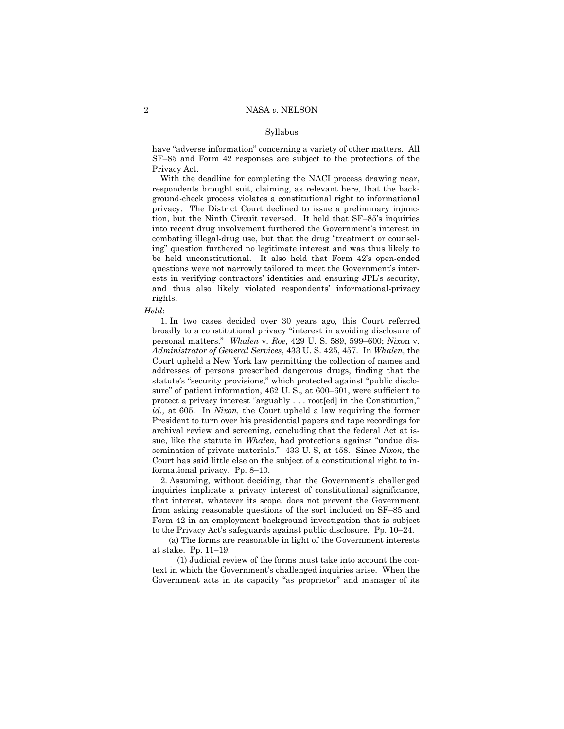have "adverse information" concerning a variety of other matters. All SF–85 and Form 42 responses are subject to the protections of the Privacy Act.

With the deadline for completing the NACI process drawing near, respondents brought suit, claiming, as relevant here, that the background-check process violates a constitutional right to informational privacy. The District Court declined to issue a preliminary injunction, but the Ninth Circuit reversed. It held that SF–85's inquiries into recent drug involvement furthered the Government's interest in combating illegal-drug use, but that the drug "treatment or counseling" question furthered no legitimate interest and was thus likely to be held unconstitutional. It also held that Form 42's open-ended questions were not narrowly tailored to meet the Government's interests in verifying contractors' identities and ensuring JPL's security, and thus also likely violated respondents' informational-privacy rights.

*Held*:

1. In two cases decided over 30 years ago, this Court referred broadly to a constitutional privacy "interest in avoiding disclosure of personal matters." *Whalen* v. *Roe*, 429 U. S. 589, 599–600; *Nixon* v. *Administrator of General Services*, 433 U. S. 425, 457. In *Whalen,* the Court upheld a New York law permitting the collection of names and addresses of persons prescribed dangerous drugs, finding that the statute's "security provisions," which protected against "public disclosure" of patient information, 462 U. S., at 600–601, were sufficient to protect a privacy interest "arguably . . . root[ed] in the Constitution," *id.,* at 605. In *Nixon,* the Court upheld a law requiring the former President to turn over his presidential papers and tape recordings for archival review and screening, concluding that the federal Act at issue, like the statute in *Whalen*, had protections against "undue dissemination of private materials." 433 U. S, at 458. Since *Nixon,* the Court has said little else on the subject of a constitutional right to informational privacy. Pp. 8–10.

2. Assuming, without deciding, that the Government's challenged inquiries implicate a privacy interest of constitutional significance, that interest, whatever its scope, does not prevent the Government from asking reasonable questions of the sort included on SF–85 and Form 42 in an employment background investigation that is subject to the Privacy Act's safeguards against public disclosure. Pp. 10–24.

(a) The forms are reasonable in light of the Government interests at stake. Pp. 11–19.

(1) Judicial review of the forms must take into account the context in which the Government's challenged inquiries arise. When the Government acts in its capacity "as proprietor" and manager of its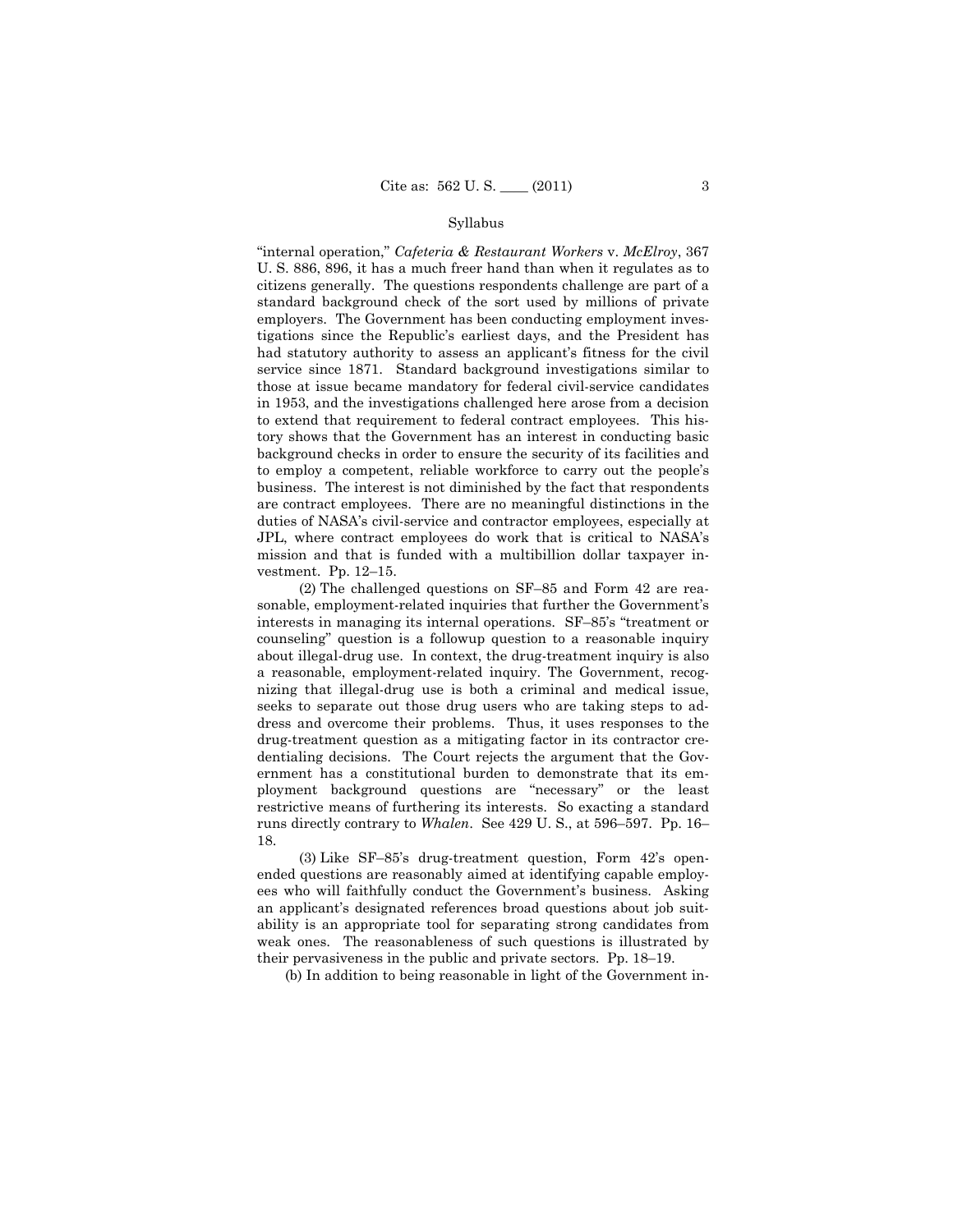"internal operation," *Cafeteria & Restaurant Workers* v. *McElroy*, 367 U. S. 886, 896, it has a much freer hand than when it regulates as to citizens generally. The questions respondents challenge are part of a standard background check of the sort used by millions of private employers. The Government has been conducting employment investigations since the Republic's earliest days, and the President has had statutory authority to assess an applicant's fitness for the civil service since 1871. Standard background investigations similar to those at issue became mandatory for federal civil-service candidates in 1953, and the investigations challenged here arose from a decision to extend that requirement to federal contract employees. This history shows that the Government has an interest in conducting basic background checks in order to ensure the security of its facilities and to employ a competent, reliable workforce to carry out the people's business. The interest is not diminished by the fact that respondents are contract employees. There are no meaningful distinctions in the duties of NASA's civil-service and contractor employees, especially at JPL, where contract employees do work that is critical to NASA's mission and that is funded with a multibillion dollar taxpayer investment. Pp. 12–15.

(2) The challenged questions on SF–85 and Form 42 are reasonable, employment-related inquiries that further the Government's interests in managing its internal operations. SF–85's "treatment or counseling" question is a followup question to a reasonable inquiry about illegal-drug use. In context, the drug-treatment inquiry is also a reasonable, employment-related inquiry. The Government, recognizing that illegal-drug use is both a criminal and medical issue, seeks to separate out those drug users who are taking steps to address and overcome their problems. Thus, it uses responses to the drug-treatment question as a mitigating factor in its contractor credentialing decisions. The Court rejects the argument that the Government has a constitutional burden to demonstrate that its employment background questions are "necessary" or the least restrictive means of furthering its interests. So exacting a standard runs directly contrary to *Whalen*. See 429 U. S., at 596–597. Pp. 16–18.

(3) Like SF–85's drug-treatment question, Form 42's open-ended questions are reasonably aimed at identifying capable employees who will faithfully conduct the Government's business. Asking an applicant's designated references broad questions about job suitability is an appropriate tool for separating strong candidates from weak ones. The reasonableness of such questions is illustrated by their pervasiveness in the public and private sectors. Pp. 18–19.

(b) In addition to being reasonable in light of the Government in-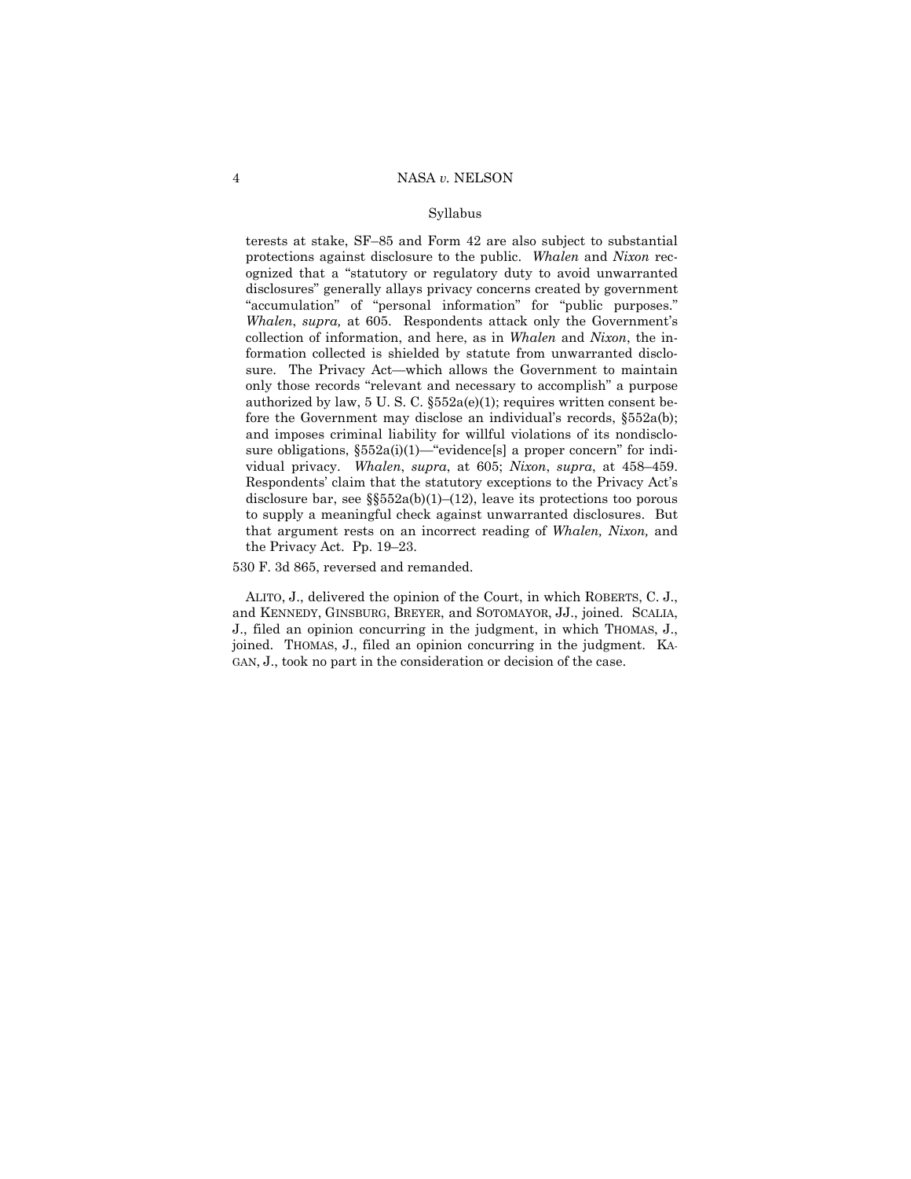terests at stake, SF–85 and Form 42 are also subject to substantial protections against disclosure to the public. *Whalen* and *Nixon* recognized that a "statutory or regulatory duty to avoid unwarranted disclosures" generally allays privacy concerns created by government "accumulation" of "personal information" for "public purposes." *Whalen*, *supra,* at 605. Respondents attack only the Government's collection of information, and here, as in *Whalen* and *Nixon*, the information collected is shielded by statute from unwarranted disclosure. The Privacy Act—which allows the Government to maintain only those records "relevant and necessary to accomplish" a purpose authorized by law, 5 U. S. C. §552a(e)(1); requires written consent before the Government may disclose an individual's records, §552a(b); and imposes criminal liability for willful violations of its nondisclosure obligations, §552a(i)(1)—"evidence[s] a proper concern" for individual privacy. *Whalen*, *supra*, at 605; *Nixon*, *supra*, at 458–459. Respondents' claim that the statutory exceptions to the Privacy Act's disclosure bar, see §§552a(b)(1)–(12), leave its protections too porous to supply a meaningful check against unwarranted disclosures. But that argument rests on an incorrect reading of *Whalen, Nixon,* and the Privacy Act. Pp. 19–23.

530 F. 3d 865, reversed and remanded.

ALITO, J., delivered the opinion of the Court, in which ROBERTS, C. J., and KENNEDY, GINSBURG, BREYER, and SOTOMAYOR, JJ., joined. SCALIA, J., filed an opinion concurring in the judgment, in which THOMAS, J., joined. THOMAS, J., filed an opinion concurring in the judgment. KAGAN, J., took no part in the consideration or decision of the case.